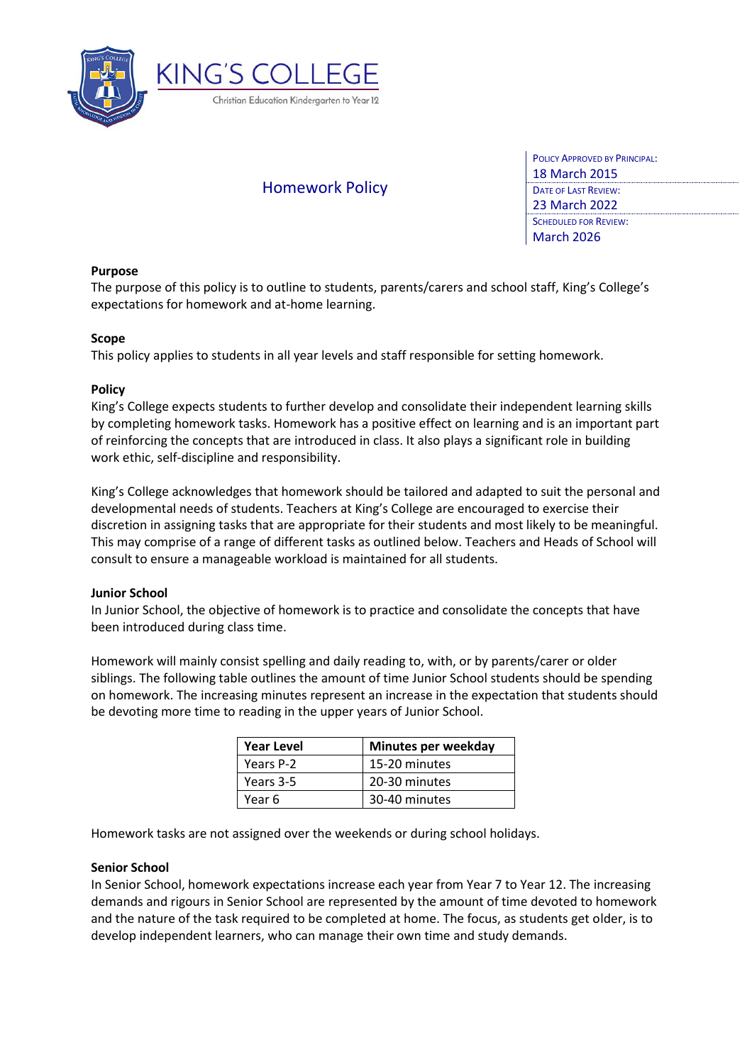# KING'S COLLEGE

Christian Education Kindergarten to Year 12

## Homework Policy

| | |
|---|---|
| Policy Approved by Principal: | 18 March 2015 |
| Date of Last Review: | 23 March 2022 |
| Scheduled for Review: | March 2026 |

**Purpose**

The purpose of this policy is to outline to students, parents/carers and school staff, King's College's expectations for homework and at-home learning.

**Scope**

This policy applies to students in all year levels and staff responsible for setting homework.

**Policy**

King's College expects students to further develop and consolidate their independent learning skills by completing homework tasks. Homework has a positive effect on learning and is an important part of reinforcing the concepts that are introduced in class. It also plays a significant role in building work ethic, self-discipline and responsibility.

King's College acknowledges that homework should be tailored and adapted to suit the personal and developmental needs of students. Teachers at King's College are encouraged to exercise their discretion in assigning tasks that are appropriate for their students and most likely to be meaningful. This may comprise of a range of different tasks as outlined below. Teachers and Heads of School will consult to ensure a manageable workload is maintained for all students.

**Junior School**

In Junior School, the objective of homework is to practice and consolidate the concepts that have been introduced during class time.

Homework will mainly consist spelling and daily reading to, with, or by parents/carer or older siblings. The following table outlines the amount of time Junior School students should be spending on homework. The increasing minutes represent an increase in the expectation that students should be devoting more time to reading in the upper years of Junior School.

| Year Level | Minutes per weekday |
|---|---|
| Years P-2 | 15-20 minutes |
| Years 3-5 | 20-30 minutes |
| Year 6 | 30-40 minutes |

Homework tasks are not assigned over the weekends or during school holidays.

**Senior School**

In Senior School, homework expectations increase each year from Year 7 to Year 12. The increasing demands and rigours in Senior School are represented by the amount of time devoted to homework and the nature of the task required to be completed at home. The focus, as students get older, is to develop independent learners, who can manage their own time and study demands.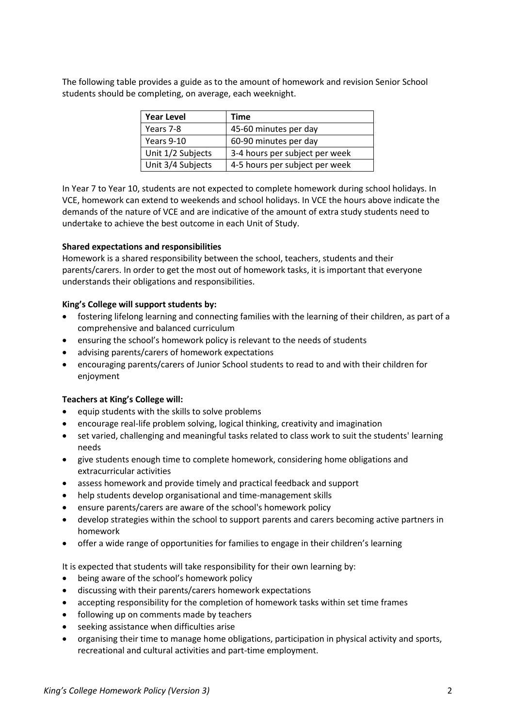The following table provides a guide as to the amount of homework and revision Senior School students should be completing, on average, each weeknight.

| Year Level | Time |
| --- | --- |
| Years 7-8 | 45-60 minutes per day |
| Years 9-10 | 60-90 minutes per day |
| Unit 1/2 Subjects | 3-4 hours per subject per week |
| Unit 3/4 Subjects | 4-5 hours per subject per week |

In Year 7 to Year 10, students are not expected to complete homework during school holidays. In VCE, homework can extend to weekends and school holidays. In VCE the hours above indicate the demands of the nature of VCE and are indicative of the amount of extra study students need to undertake to achieve the best outcome in each Unit of Study.

**Shared expectations and responsibilities**

Homework is a shared responsibility between the school, teachers, students and their parents/carers. In order to get the most out of homework tasks, it is important that everyone understands their obligations and responsibilities.

**King's College will support students by:**

- fostering lifelong learning and connecting families with the learning of their children, as part of a comprehensive and balanced curriculum
- ensuring the school's homework policy is relevant to the needs of students
- advising parents/carers of homework expectations
- encouraging parents/carers of Junior School students to read to and with their children for enjoyment

**Teachers at King's College will:**

- equip students with the skills to solve problems
- encourage real-life problem solving, logical thinking, creativity and imagination
- set varied, challenging and meaningful tasks related to class work to suit the students' learning needs
- give students enough time to complete homework, considering home obligations and extracurricular activities
- assess homework and provide timely and practical feedback and support
- help students develop organisational and time-management skills
- ensure parents/carers are aware of the school's homework policy
- develop strategies within the school to support parents and carers becoming active partners in homework
- offer a wide range of opportunities for families to engage in their children's learning

It is expected that students will take responsibility for their own learning by:

- being aware of the school's homework policy
- discussing with their parents/carers homework expectations
- accepting responsibility for the completion of homework tasks within set time frames
- following up on comments made by teachers
- seeking assistance when difficulties arise
- organising their time to manage home obligations, participation in physical activity and sports, recreational and cultural activities and part-time employment.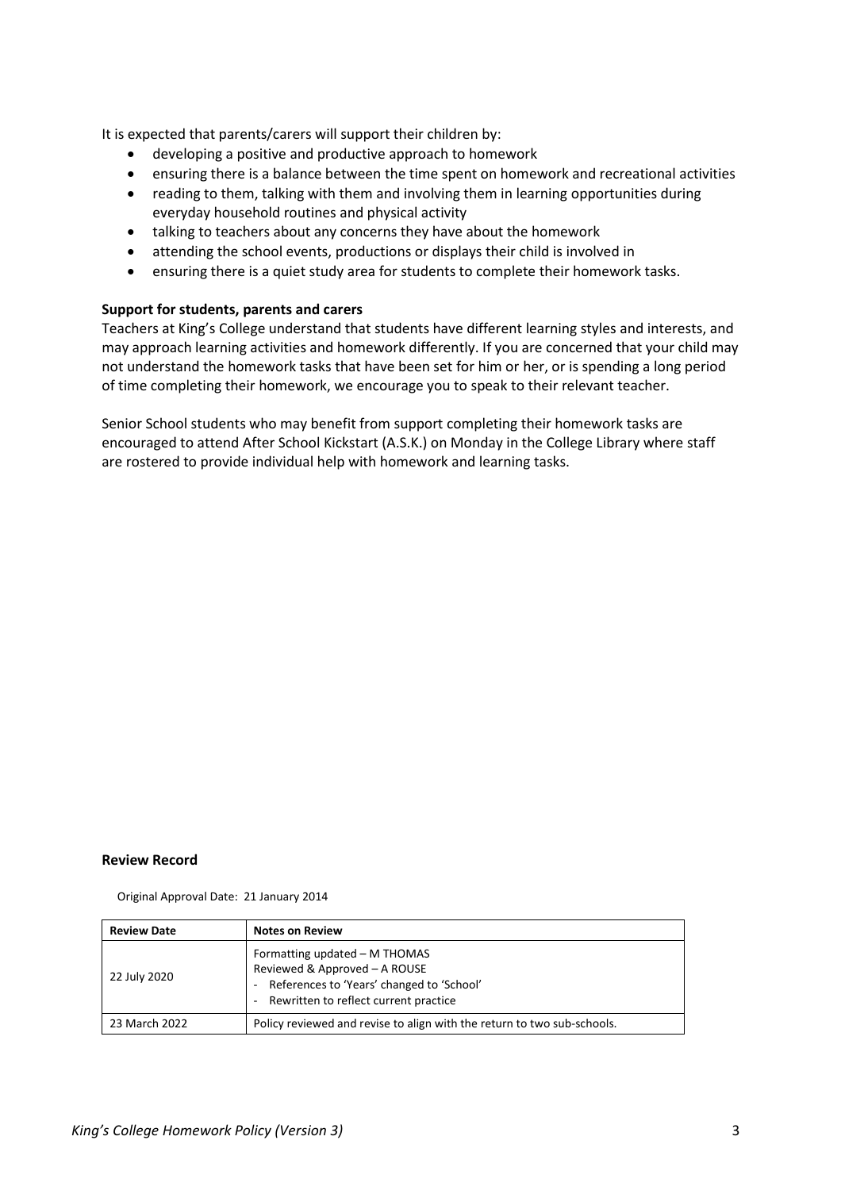It is expected that parents/carers will support their children by:

- developing a positive and productive approach to homework
- ensuring there is a balance between the time spent on homework and recreational activities
- reading to them, talking with them and involving them in learning opportunities during everyday household routines and physical activity
- talking to teachers about any concerns they have about the homework
- attending the school events, productions or displays their child is involved in
- ensuring there is a quiet study area for students to complete their homework tasks.

**Support for students, parents and carers**

Teachers at King's College understand that students have different learning styles and interests, and may approach learning activities and homework differently. If you are concerned that your child may not understand the homework tasks that have been set for him or her, or is spending a long period of time completing their homework, we encourage you to speak to their relevant teacher.

Senior School students who may benefit from support completing their homework tasks are encouraged to attend After School Kickstart (A.S.K.) on Monday in the College Library where staff are rostered to provide individual help with homework and learning tasks.

**Review Record**

Original Approval Date: 21 January 2014

| Review Date | Notes on Review |
| --- | --- |
| 22 July 2020 | Formatting updated – M THOMAS<br>Reviewed & Approved – A ROUSE<br>- References to 'Years' changed to 'School'<br>- Rewritten to reflect current practice |
| 23 March 2022 | Policy reviewed and revise to align with the return to two sub-schools. |